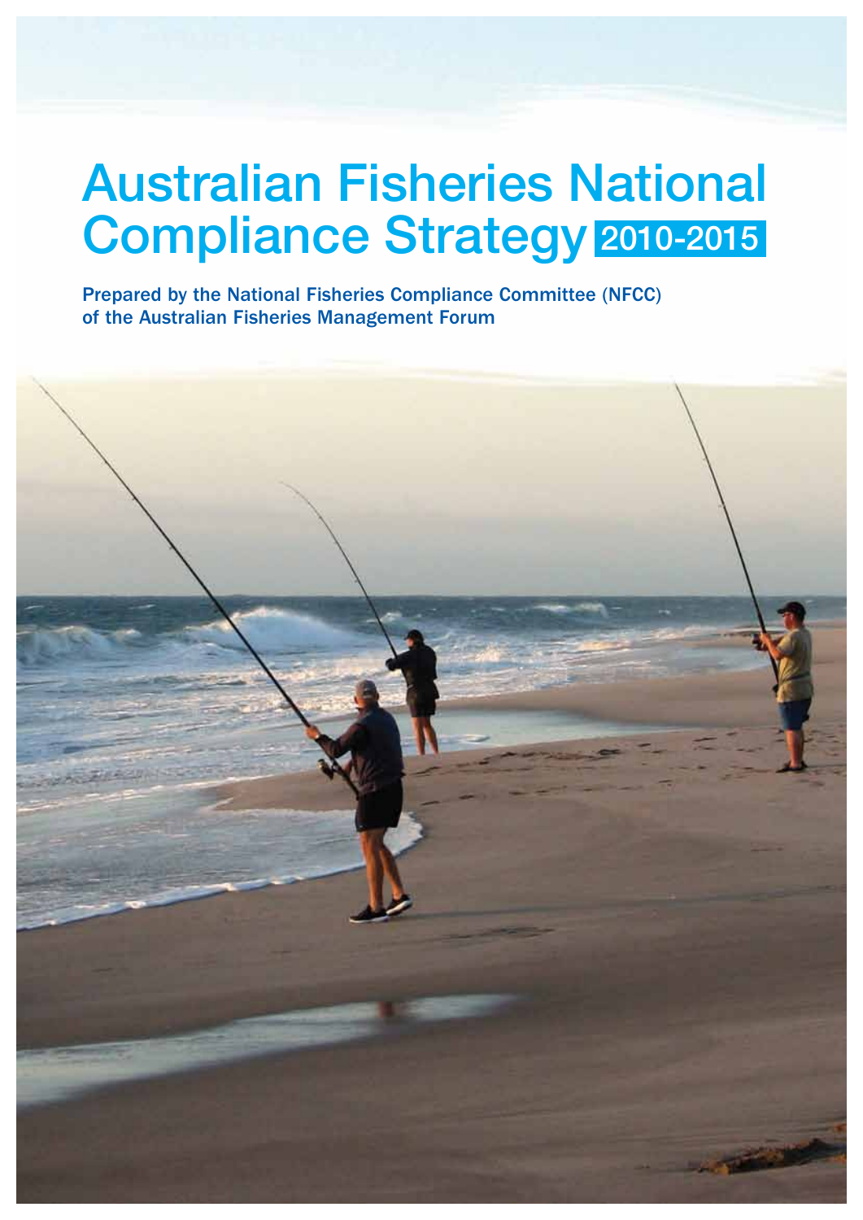# Australian Fisheries National Compliance Strategy 2010-2015

**Prepared by the National Fisheries Compliance Committee (NFCC) of the Australian Fisheries Management Forum**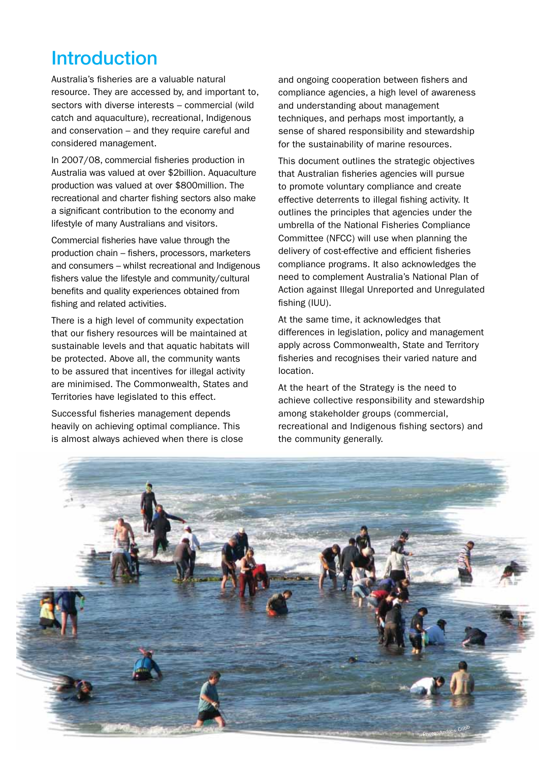# Introduction

Australia's fisheries are a valuable natural resource. They are accessed by, and important to, sectors with diverse interests – commercial (wild catch and aquaculture), recreational, Indigenous and conservation – and they require careful and considered management.

In 2007/08, commercial fisheries production in Australia was valued at over $2billion. Aquaculture production was valued at over $800million. The recreational and charter fishing sectors also make a significant contribution to the economy and lifestyle of many Australians and visitors.

Commercial fisheries have value through the production chain – fishers, processors, marketers and consumers – whilst recreational and Indigenous fishers value the lifestyle and community/cultural benefits and quality experiences obtained from fishing and related activities.

There is a high level of community expectation that our fishery resources will be maintained at sustainable levels and that aquatic habitats will be protected. Above all, the community wants to be assured that incentives for illegal activity are minimised. The Commonwealth, States and Territories have legislated to this effect.

Successful fisheries management depends heavily on achieving optimal compliance. This is almost always achieved when there is close and ongoing cooperation between fishers and compliance agencies, a high level of awareness and understanding about management techniques, and perhaps most importantly, a sense of shared responsibility and stewardship for the sustainability of marine resources.

This document outlines the strategic objectives that Australian fisheries agencies will pursue to promote voluntary compliance and create effective deterrents to illegal fishing activity. It outlines the principles that agencies under the umbrella of the National Fisheries Compliance Committee (NFCC) will use when planning the delivery of cost-effective and efficient fisheries compliance programs. It also acknowledges the need to complement Australia's National Plan of Action against Illegal Unreported and Unregulated fishing (IUU).

At the same time, it acknowledges that differences in legislation, policy and management apply across Commonwealth, State and Territory fisheries and recognises their varied nature and location.

At the heart of the Strategy is the need to achieve collective responsibility and stewardship among stakeholder groups (commercial, recreational and Indigenous fishing sectors) and the community generally.

Photo: Andrew Cribb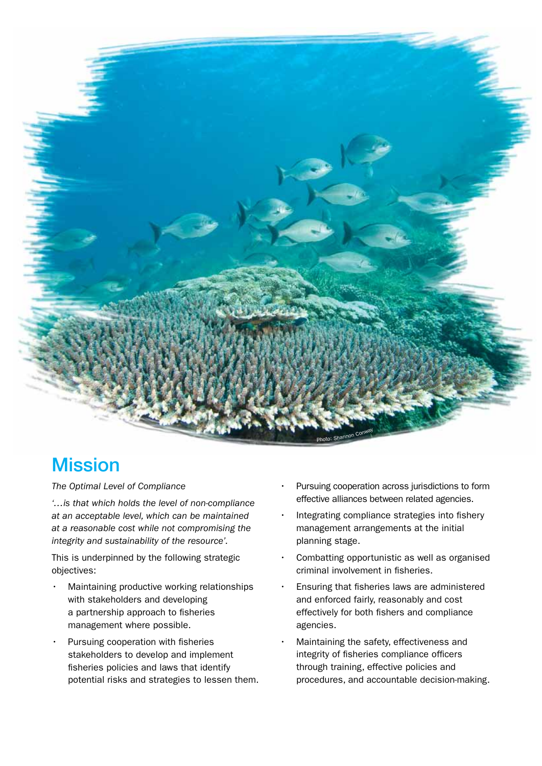## Mission

*The Optimal Level of Compliance*

*'…is that which holds the level of non-compliance at an acceptable level, which can be maintained at a reasonable cost while not compromising the integrity and sustainability of the resource'.*

This is underpinned by the following strategic objectives:

- Maintaining productive working relationships with stakeholders and developing a partnership approach to fisheries management where possible.
- Pursuing cooperation with fisheries stakeholders to develop and implement fisheries policies and laws that identify potential risks and strategies to lessen them.
- Pursuing cooperation across jurisdictions to form effective alliances between related agencies.
- Integrating compliance strategies into fishery management arrangements at the initial planning stage.
- Combatting opportunistic as well as organised criminal involvement in fisheries.
- Ensuring that fisheries laws are administered and enforced fairly, reasonably and cost effectively for both fishers and compliance agencies.
- Maintaining the safety, effectiveness and integrity of fisheries compliance officers through training, effective policies and procedures, and accountable decision-making.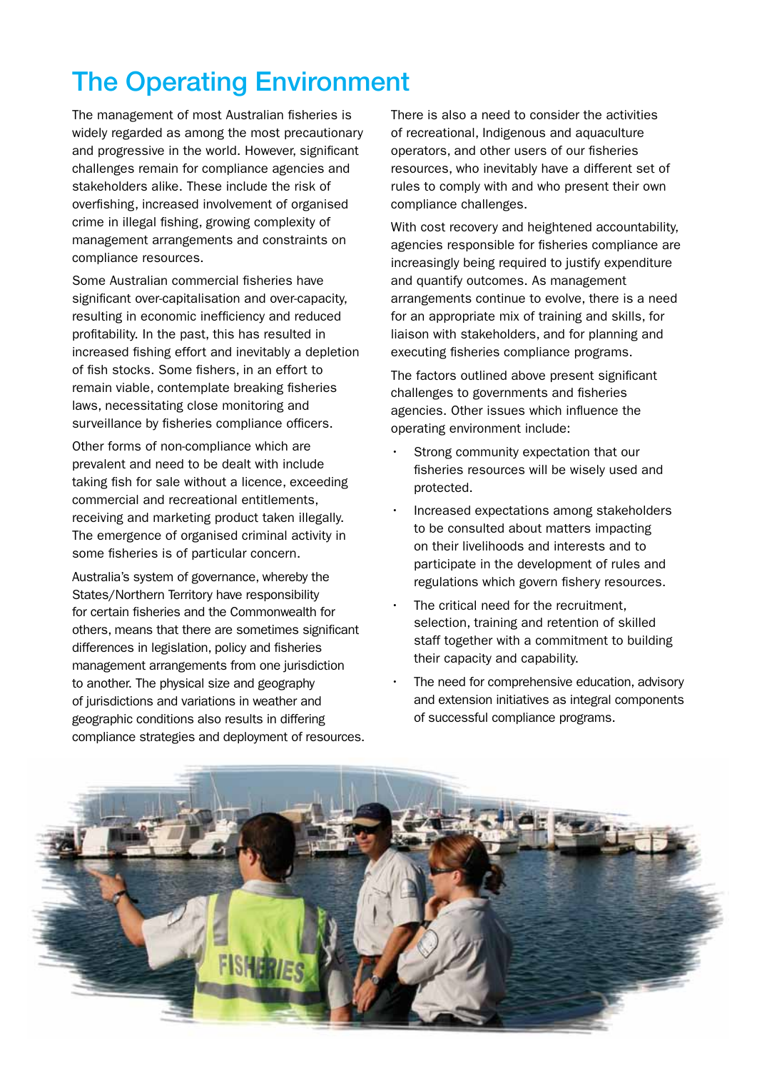# The Operating Environment

The management of most Australian fisheries is widely regarded as among the most precautionary and progressive in the world. However, significant challenges remain for compliance agencies and stakeholders alike. These include the risk of overfishing, increased involvement of organised crime in illegal fishing, growing complexity of management arrangements and constraints on compliance resources.

Some Australian commercial fisheries have significant over-capitalisation and over-capacity, resulting in economic inefficiency and reduced profitability. In the past, this has resulted in increased fishing effort and inevitably a depletion of fish stocks. Some fishers, in an effort to remain viable, contemplate breaking fisheries laws, necessitating close monitoring and surveillance by fisheries compliance officers.

Other forms of non-compliance which are prevalent and need to be dealt with include taking fish for sale without a licence, exceeding commercial and recreational entitlements, receiving and marketing product taken illegally. The emergence of organised criminal activity in some fisheries is of particular concern.

Australia's system of governance, whereby the States/Northern Territory have responsibility for certain fisheries and the Commonwealth for others, means that there are sometimes significant differences in legislation, policy and fisheries management arrangements from one jurisdiction to another. The physical size and geography of jurisdictions and variations in weather and geographic conditions also results in differing compliance strategies and deployment of resources.

There is also a need to consider the activities of recreational, Indigenous and aquaculture operators, and other users of our fisheries resources, who inevitably have a different set of rules to comply with and who present their own compliance challenges.

With cost recovery and heightened accountability, agencies responsible for fisheries compliance are increasingly being required to justify expenditure and quantify outcomes. As management arrangements continue to evolve, there is a need for an appropriate mix of training and skills, for liaison with stakeholders, and for planning and executing fisheries compliance programs.

The factors outlined above present significant challenges to governments and fisheries agencies. Other issues which influence the operating environment include:

- Strong community expectation that our fisheries resources will be wisely used and protected.
- Increased expectations among stakeholders to be consulted about matters impacting on their livelihoods and interests and to participate in the development of rules and regulations which govern fishery resources.
- The critical need for the recruitment, selection, training and retention of skilled staff together with a commitment to building their capacity and capability.
- The need for comprehensive education, advisory and extension initiatives as integral components of successful compliance programs.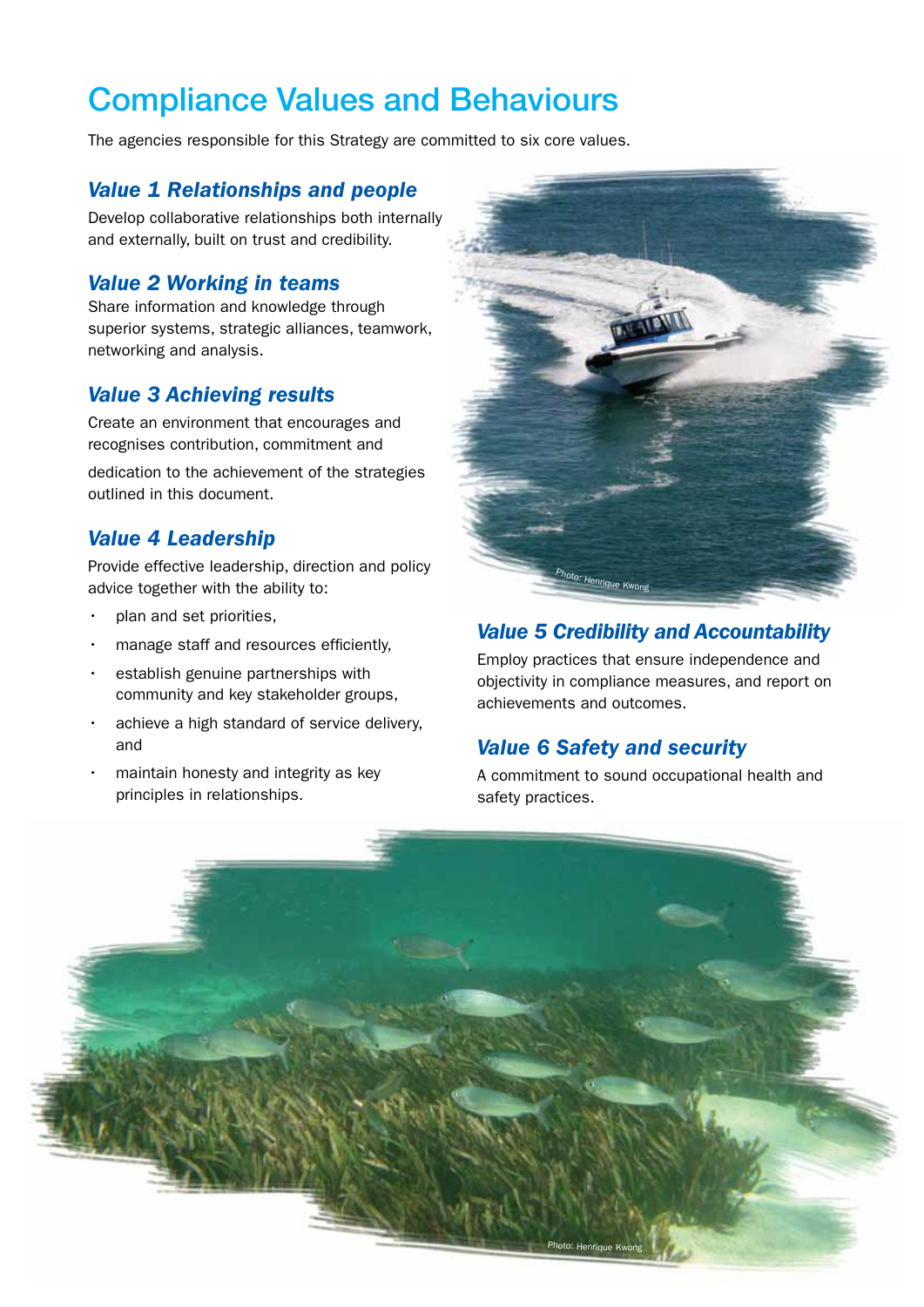# Compliance Values and Behaviours

The agencies responsible for this Strategy are committed to six core values.

### *Value 1 Relationships and people*

Develop collaborative relationships both internally and externally, built on trust and credibility.

### *Value 2 Working in teams*

Share information and knowledge through superior systems, strategic alliances, teamwork, networking and analysis.

### *Value 3 Achieving results*

Create an environment that encourages and recognises contribution, commitment and dedication to the achievement of the strategies outlined in this document.

### *Value 4 Leadership*

Provide effective leadership, direction and policy advice together with the ability to:

- plan and set priorities,
- manage staff and resources efficiently,
- establish genuine partnerships with community and key stakeholder groups,
- achieve a high standard of service delivery, and
- maintain honesty and integrity as key principles in relationships.

Photo: Henrique Kwong

### *Value 5 Credibility and Accountability*

Employ practices that ensure independence and objectivity in compliance measures, and report on achievements and outcomes.

### *Value 6 Safety and security*

A commitment to sound occupational health and safety practices.

Photo: Henrique Kwong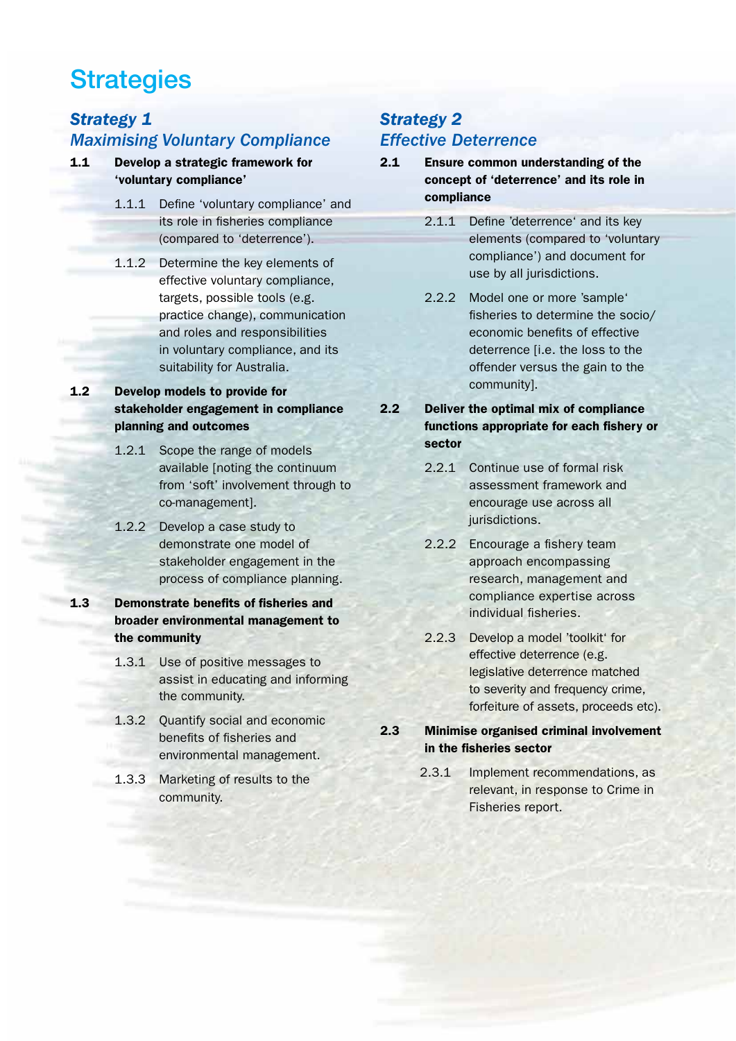# Strategies

## *Strategy 1*
## *Maximising Voluntary Compliance*

**1.1 Develop a strategic framework for 'voluntary compliance'**

1.1.1 Define 'voluntary compliance' and its role in fisheries compliance (compared to 'deterrence').

1.1.2 Determine the key elements of effective voluntary compliance, targets, possible tools (e.g. practice change), communication and roles and responsibilities in voluntary compliance, and its suitability for Australia.

**1.2 Develop models to provide for stakeholder engagement in compliance planning and outcomes**

1.2.1 Scope the range of models available [noting the continuum from 'soft' involvement through to co-management].

1.2.2 Develop a case study to demonstrate one model of stakeholder engagement in the process of compliance planning.

**1.3 Demonstrate benefits of fisheries and broader environmental management to the community**

1.3.1 Use of positive messages to assist in educating and informing the community.

1.3.2 Quantify social and economic benefits of fisheries and environmental management.

1.3.3 Marketing of results to the community.

## *Strategy 2*
## *Effective Deterrence*

**2.1 Ensure common understanding of the concept of 'deterrence' and its role in compliance**

2.1.1 Define 'deterrence' and its key elements (compared to 'voluntary compliance') and document for use by all jurisdictions.

2.2.2 Model one or more 'sample' fisheries to determine the socio/economic benefits of effective deterrence [i.e. the loss to the offender versus the gain to the community].

**2.2 Deliver the optimal mix of compliance functions appropriate for each fishery or sector**

2.2.1 Continue use of formal risk assessment framework and encourage use across all jurisdictions.

2.2.2 Encourage a fishery team approach encompassing research, management and compliance expertise across individual fisheries.

2.2.3 Develop a model 'toolkit' for effective deterrence (e.g. legislative deterrence matched to severity and frequency crime, forfeiture of assets, proceeds etc).

**2.3 Minimise organised criminal involvement in the fisheries sector**

2.3.1 Implement recommendations, as relevant, in response to Crime in Fisheries report.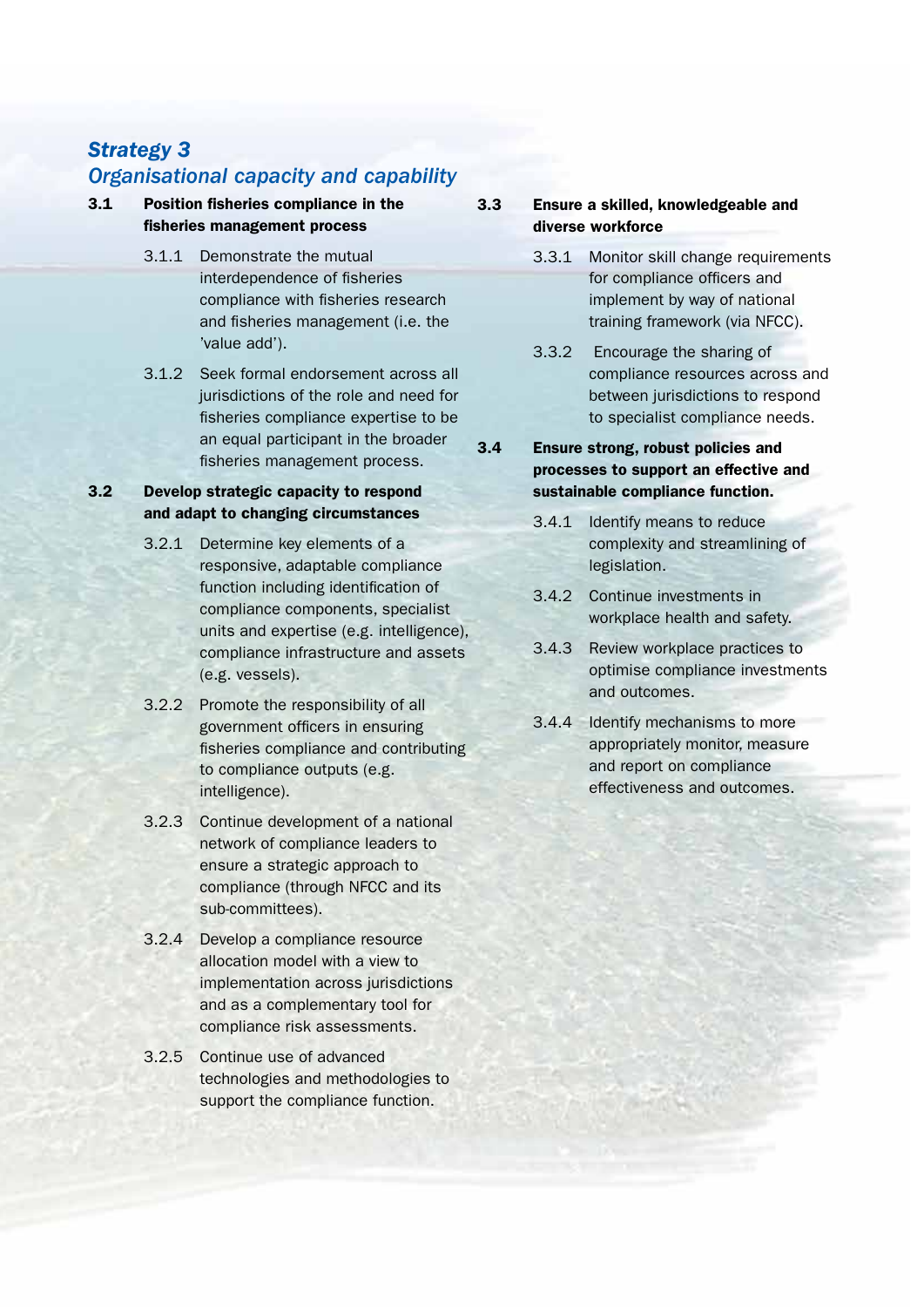## *Strategy 3*
## *Organisational capacity and capability*

**3.1 Position fisheries compliance in the fisheries management process**

3.1.1 Demonstrate the mutual interdependence of fisheries compliance with fisheries research and fisheries management (i.e. the 'value add').

3.1.2 Seek formal endorsement across all jurisdictions of the role and need for fisheries compliance expertise to be an equal participant in the broader fisheries management process.

**3.2 Develop strategic capacity to respond and adapt to changing circumstances**

3.2.1 Determine key elements of a responsive, adaptable compliance function including identification of compliance components, specialist units and expertise (e.g. intelligence), compliance infrastructure and assets (e.g. vessels).

3.2.2 Promote the responsibility of all government officers in ensuring fisheries compliance and contributing to compliance outputs (e.g. intelligence).

3.2.3 Continue development of a national network of compliance leaders to ensure a strategic approach to compliance (through NFCC and its sub-committees).

3.2.4 Develop a compliance resource allocation model with a view to implementation across jurisdictions and as a complementary tool for compliance risk assessments.

3.2.5 Continue use of advanced technologies and methodologies to support the compliance function.

**3.3 Ensure a skilled, knowledgeable and diverse workforce**

3.3.1 Monitor skill change requirements for compliance officers and implement by way of national training framework (via NFCC).

3.3.2 Encourage the sharing of compliance resources across and between jurisdictions to respond to specialist compliance needs.

**3.4 Ensure strong, robust policies and processes to support an effective and sustainable compliance function.**

3.4.1 Identify means to reduce complexity and streamlining of legislation.

3.4.2 Continue investments in workplace health and safety.

3.4.3 Review workplace practices to optimise compliance investments and outcomes.

3.4.4 Identify mechanisms to more appropriately monitor, measure and report on compliance effectiveness and outcomes.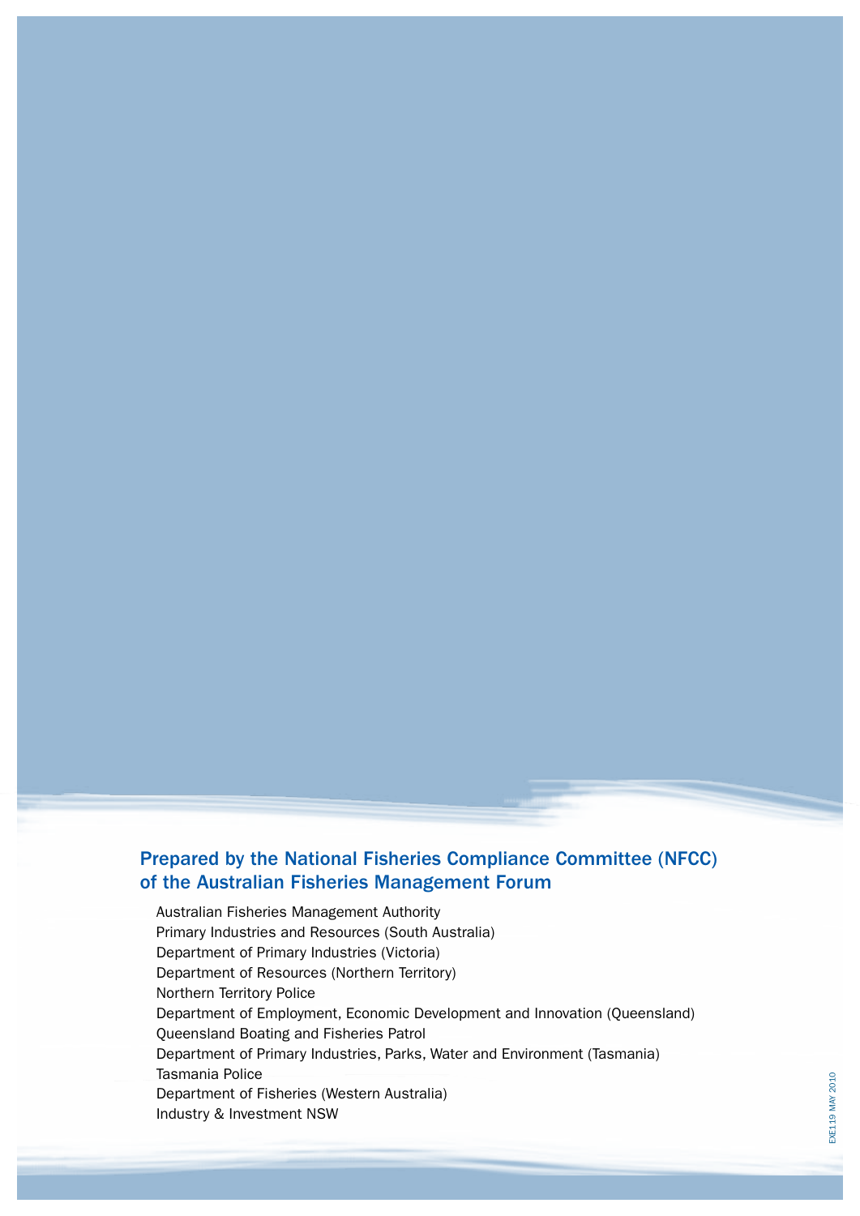## Prepared by the National Fisheries Compliance Committee (NFCC) of the Australian Fisheries Management Forum

Australian Fisheries Management Authority
Primary Industries and Resources (South Australia)
Department of Primary Industries (Victoria)
Department of Resources (Northern Territory)
Northern Territory Police
Department of Employment, Economic Development and Innovation (Queensland)
Queensland Boating and Fisheries Patrol
Department of Primary Industries, Parks, Water and Environment (Tasmania)
Tasmania Police
Department of Fisheries (Western Australia)
Industry & Investment NSW

EXE119 MAY 2010